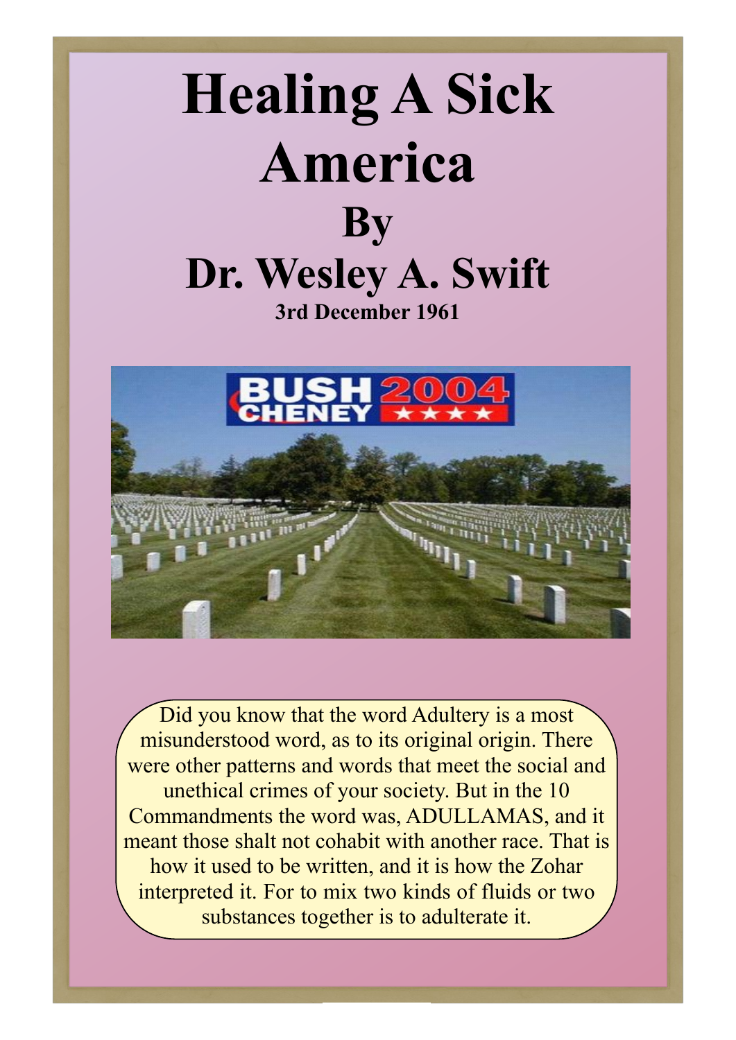# Healing A Sick America

## By

## Dr. Wesley A. Swift

**3rd December 1961**

Did you know that the word Adultery is a most misunderstood word, as to its original origin. There were other patterns and words that meet the social and unethical crimes of your society. But in the 10 Commandments the word was, ADULLAMAS, and it meant those shalt not cohabit with another race. That is how it used to be written, and it is how the Zohar interpreted it. For to mix two kinds of fluids or two substances together is to adulterate it.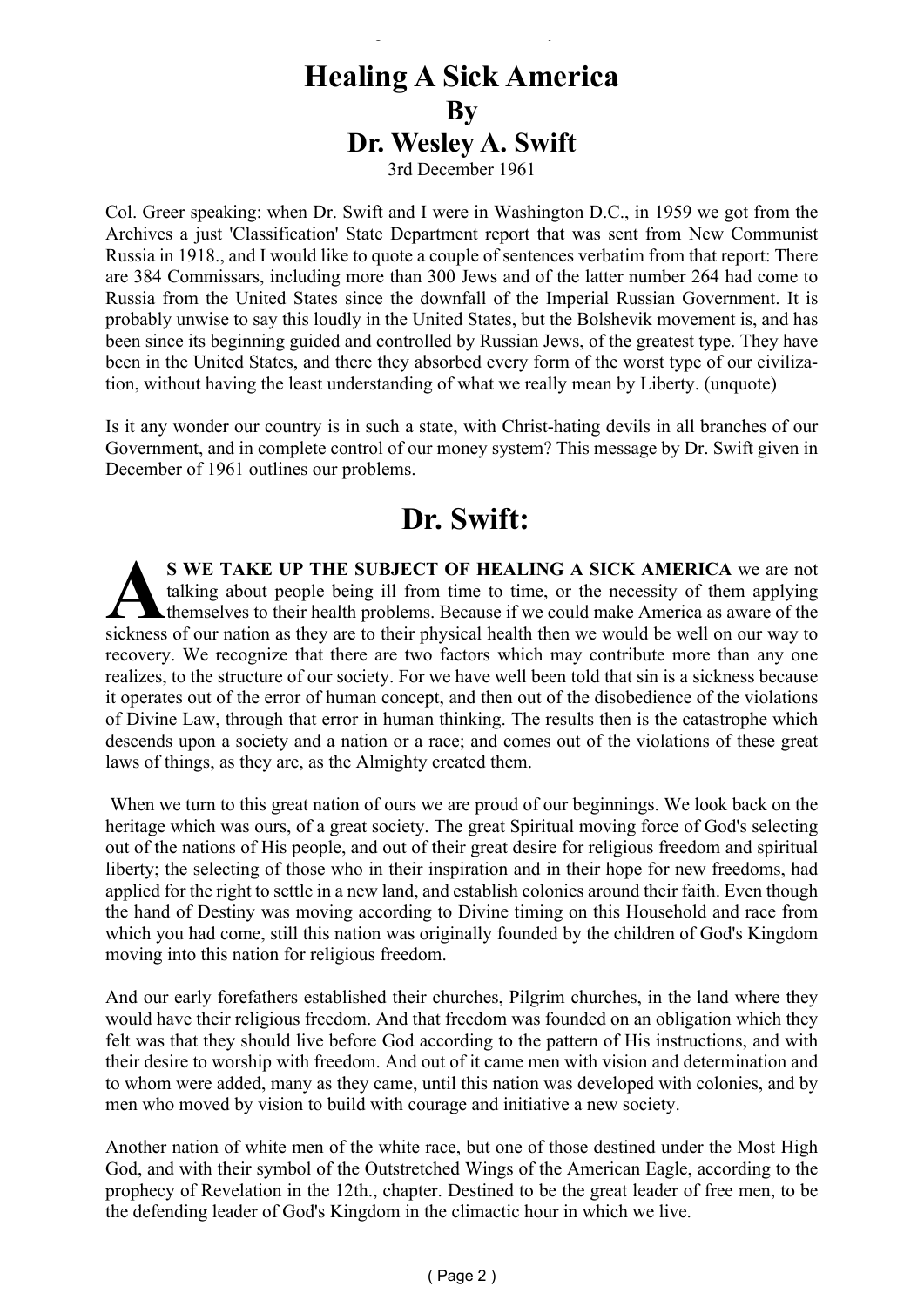# Healing A Sick America

## By

## Dr. Wesley A. Swift

3rd December 1961

Col. Greer speaking: when Dr. Swift and I were in Washington D.C., in 1959 we got from the Archives a just 'Classification' State Department report that was sent from New Communist Russia in 1918., and I would like to quote a couple of sentences verbatim from that report: There are 384 Commissars, including more than 300 Jews and of the latter number 264 had come to Russia from the United States since the downfall of the Imperial Russian Government. It is probably unwise to say this loudly in the United States, but the Bolshevik movement is, and has been since its beginning guided and controlled by Russian Jews, of the greatest type. They have been in the United States, and there they absorbed every form of the worst type of our civilization, without having the least understanding of what we really mean by Liberty. (unquote)

Is it any wonder our country is in such a state, with Christ-hating devils in all branches of our Government, and in complete control of our money system? This message by Dr. Swift given in December of 1961 outlines our problems.

## Dr. Swift:

**AS WE TAKE UP THE SUBJECT OF HEALING A SICK AMERICA** we are not talking about people being ill from time to time, or the necessity of them applying themselves to their health problems. Because if we could make America as aware of the sickness of our nation as they are to their physical health then we would be well on our way to recovery. We recognize that there are two factors which may contribute more than any one realizes, to the structure of our society. For we have well been told that sin is a sickness because it operates out of the error of human concept, and then out of the disobedience of the violations of Divine Law, through that error in human thinking. The results then is the catastrophe which descends upon a society and a nation or a race; and comes out of the violations of these great laws of things, as they are, as the Almighty created them.

When we turn to this great nation of ours we are proud of our beginnings. We look back on the heritage which was ours, of a great society. The great Spiritual moving force of God's selecting out of the nations of His people, and out of their great desire for religious freedom and spiritual liberty; the selecting of those who in their inspiration and in their hope for new freedoms, had applied for the right to settle in a new land, and establish colonies around their faith. Even though the hand of Destiny was moving according to Divine timing on this Household and race from which you had come, still this nation was originally founded by the children of God's Kingdom moving into this nation for religious freedom.

And our early forefathers established their churches, Pilgrim churches, in the land where they would have their religious freedom. And that freedom was founded on an obligation which they felt was that they should live before God according to the pattern of His instructions, and with their desire to worship with freedom. And out of it came men with vision and determination and to whom were added, many as they came, until this nation was developed with colonies, and by men who moved by vision to build with courage and initiative a new society.

Another nation of white men of the white race, but one of those destined under the Most High God, and with their symbol of the Outstretched Wings of the American Eagle, according to the prophecy of Revelation in the 12th., chapter. Destined to be the great leader of free men, to be the defending leader of God's Kingdom in the climactic hour in which we live.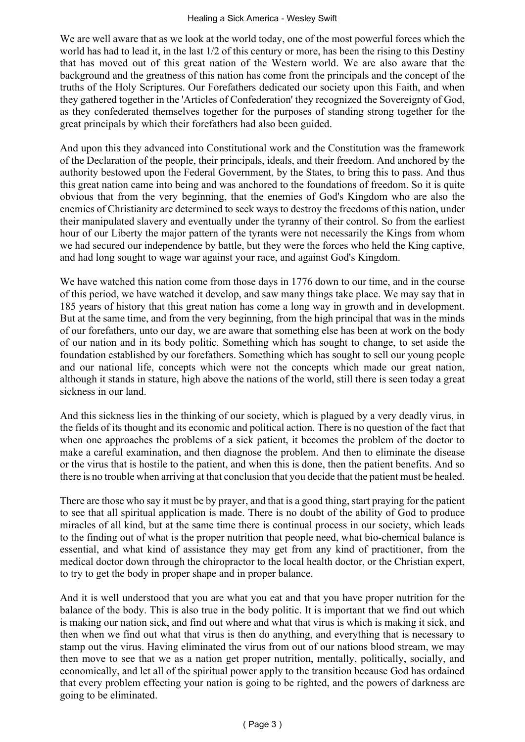We are well aware that as we look at the world today, one of the most powerful forces which the world has had to lead it, in the last 1/2 of this century or more, has been the rising to this Destiny that has moved out of this great nation of the Western world. We are also aware that the background and the greatness of this nation has come from the principals and the concept of the truths of the Holy Scriptures. Our Forefathers dedicated our society upon this Faith, and when they gathered together in the 'Articles of Confederation' they recognized the Sovereignty of God, as they confederated themselves together for the purposes of standing strong together for the great principals by which their forefathers had also been guided.

And upon this they advanced into Constitutional work and the Constitution was the framework of the Declaration of the people, their principals, ideals, and their freedom. And anchored by the authority bestowed upon the Federal Government, by the States, to bring this to pass. And thus this great nation came into being and was anchored to the foundations of freedom. So it is quite obvious that from the very beginning, that the enemies of God's Kingdom who are also the enemies of Christianity are determined to seek ways to destroy the freedoms of this nation, under their manipulated slavery and eventually under the tyranny of their control. So from the earliest hour of our Liberty the major pattern of the tyrants were not necessarily the Kings from whom we had secured our independence by battle, but they were the forces who held the King captive, and had long sought to wage war against your race, and against God's Kingdom.

We have watched this nation come from those days in 1776 down to our time, and in the course of this period, we have watched it develop, and saw many things take place. We may say that in 185 years of history that this great nation has come a long way in growth and in development. But at the same time, and from the very beginning, from the high principal that was in the minds of our forefathers, unto our day, we are aware that something else has been at work on the body of our nation and in its body politic. Something which has sought to change, to set aside the foundation established by our forefathers. Something which has sought to sell our young people and our national life, concepts which were not the concepts which made our great nation, although it stands in stature, high above the nations of the world, still there is seen today a great sickness in our land.

And this sickness lies in the thinking of our society, which is plagued by a very deadly virus, in the fields of its thought and its economic and political action. There is no question of the fact that when one approaches the problems of a sick patient, it becomes the problem of the doctor to make a careful examination, and then diagnose the problem. And then to eliminate the disease or the virus that is hostile to the patient, and when this is done, then the patient benefits. And so there is no trouble when arriving at that conclusion that you decide that the patient must be healed.

There are those who say it must be by prayer, and that is a good thing, start praying for the patient to see that all spiritual application is made. There is no doubt of the ability of God to produce miracles of all kind, but at the same time there is continual process in our society, which leads to the finding out of what is the proper nutrition that people need, what bio-chemical balance is essential, and what kind of assistance they may get from any kind of practitioner, from the medical doctor down through the chiropractor to the local health doctor, or the Christian expert, to try to get the body in proper shape and in proper balance.

And it is well understood that you are what you eat and that you have proper nutrition for the balance of the body. This is also true in the body politic. It is important that we find out which is making our nation sick, and find out where and what that virus is which is making it sick, and then when we find out what that virus is then do anything, and everything that is necessary to stamp out the virus. Having eliminated the virus from out of our nations blood stream, we may then move to see that we as a nation get proper nutrition, mentally, politically, socially, and economically, and let all of the spiritual power apply to the transition because God has ordained that every problem effecting your nation is going to be righted, and the powers of darkness are going to be eliminated.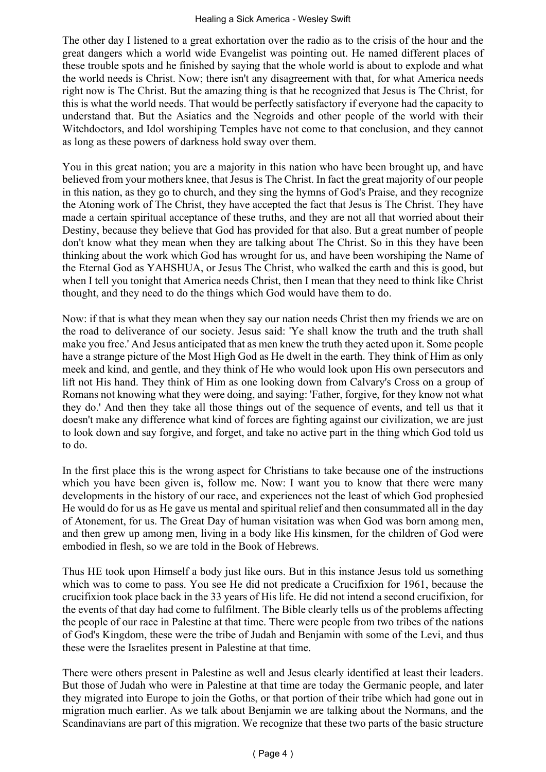The other day I listened to a great exhortation over the radio as to the crisis of the hour and the great dangers which a world wide Evangelist was pointing out. He named different places of these trouble spots and he finished by saying that the whole world is about to explode and what the world needs is Christ. Now; there isn't any disagreement with that, for what America needs right now is The Christ. But the amazing thing is that he recognized that Jesus is The Christ, for this is what the world needs. That would be perfectly satisfactory if everyone had the capacity to understand that. But the Asiatics and the Negroids and other people of the world with their Witchdoctors, and Idol worshiping Temples have not come to that conclusion, and they cannot as long as these powers of darkness hold sway over them.

You in this great nation; you are a majority in this nation who have been brought up, and have believed from your mothers knee, that Jesus is The Christ. In fact the great majority of our people in this nation, as they go to church, and they sing the hymns of God's Praise, and they recognize the Atoning work of The Christ, they have accepted the fact that Jesus is The Christ. They have made a certain spiritual acceptance of these truths, and they are not all that worried about their Destiny, because they believe that God has provided for that also. But a great number of people don't know what they mean when they are talking about The Christ. So in this they have been thinking about the work which God has wrought for us, and have been worshiping the Name of the Eternal God as YAHSHUA, or Jesus The Christ, who walked the earth and this is good, but when I tell you tonight that America needs Christ, then I mean that they need to think like Christ thought, and they need to do the things which God would have them to do.

Now: if that is what they mean when they say our nation needs Christ then my friends we are on the road to deliverance of our society. Jesus said: 'Ye shall know the truth and the truth shall make you free.' And Jesus anticipated that as men knew the truth they acted upon it. Some people have a strange picture of the Most High God as He dwelt in the earth. They think of Him as only meek and kind, and gentle, and they think of He who would look upon His own persecutors and lift not His hand. They think of Him as one looking down from Calvary's Cross on a group of Romans not knowing what they were doing, and saying: 'Father, forgive, for they know not what they do.' And then they take all those things out of the sequence of events, and tell us that it doesn't make any difference what kind of forces are fighting against our civilization, we are just to look down and say forgive, and forget, and take no active part in the thing which God told us to do.

In the first place this is the wrong aspect for Christians to take because one of the instructions which you have been given is, follow me. Now: I want you to know that there were many developments in the history of our race, and experiences not the least of which God prophesied He would do for us as He gave us mental and spiritual relief and then consummated all in the day of Atonement, for us. The Great Day of human visitation was when God was born among men, and then grew up among men, living in a body like His kinsmen, for the children of God were embodied in flesh, so we are told in the Book of Hebrews.

Thus HE took upon Himself a body just like ours. But in this instance Jesus told us something which was to come to pass. You see He did not predicate a Crucifixion for 1961, because the crucifixion took place back in the 33 years of His life. He did not intend a second crucifixion, for the events of that day had come to fulfilment. The Bible clearly tells us of the problems affecting the people of our race in Palestine at that time. There were people from two tribes of the nations of God's Kingdom, these were the tribe of Judah and Benjamin with some of the Levi, and thus these were the Israelites present in Palestine at that time.

There were others present in Palestine as well and Jesus clearly identified at least their leaders. But those of Judah who were in Palestine at that time are today the Germanic people, and later they migrated into Europe to join the Goths, or that portion of their tribe which had gone out in migration much earlier. As we talk about Benjamin we are talking about the Normans, and the Scandinavians are part of this migration. We recognize that these two parts of the basic structure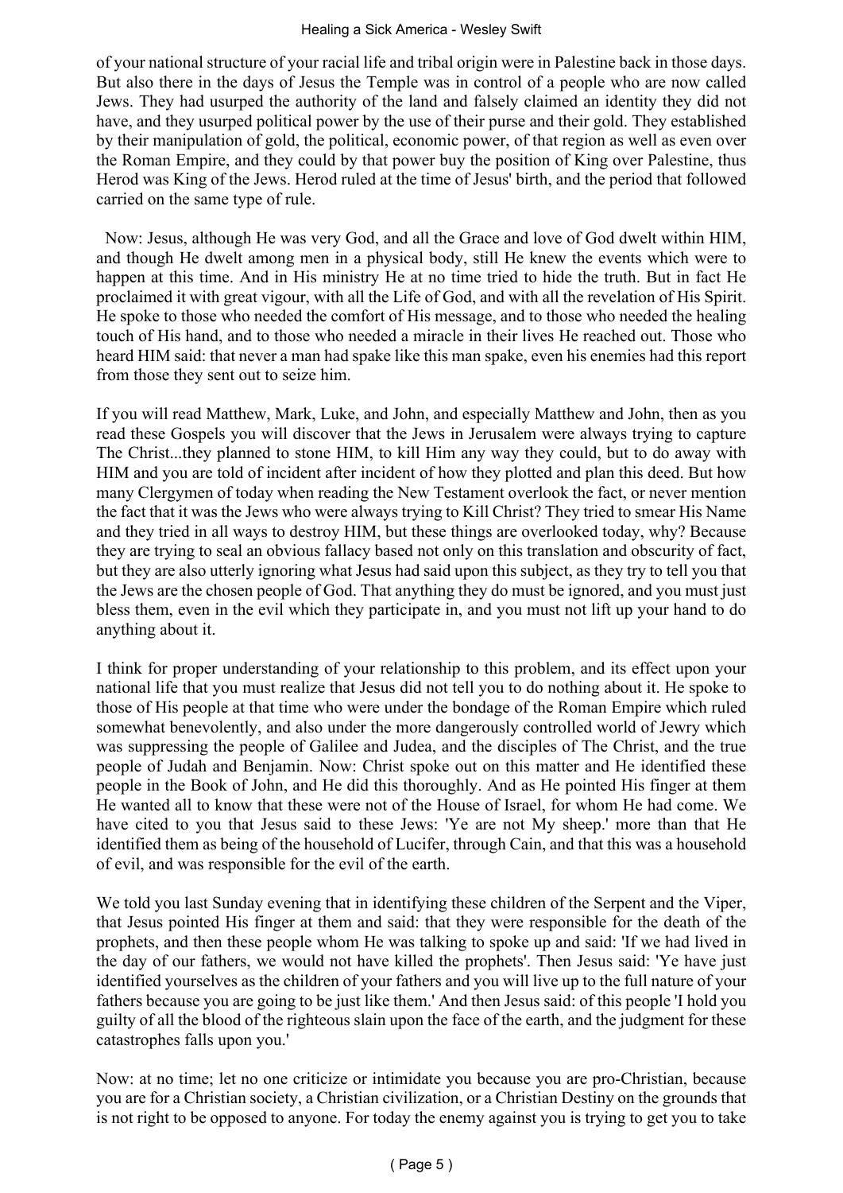of your national structure of your racial life and tribal origin were in Palestine back in those days. But also there in the days of Jesus the Temple was in control of a people who are now called Jews. They had usurped the authority of the land and falsely claimed an identity they did not have, and they usurped political power by the use of their purse and their gold. They established by their manipulation of gold, the political, economic power, of that region as well as even over the Roman Empire, and they could by that power buy the position of King over Palestine, thus Herod was King of the Jews. Herod ruled at the time of Jesus' birth, and the period that followed carried on the same type of rule.

Now: Jesus, although He was very God, and all the Grace and love of God dwelt within HIM, and though He dwelt among men in a physical body, still He knew the events which were to happen at this time. And in His ministry He at no time tried to hide the truth. But in fact He proclaimed it with great vigour, with all the Life of God, and with all the revelation of His Spirit. He spoke to those who needed the comfort of His message, and to those who needed the healing touch of His hand, and to those who needed a miracle in their lives He reached out. Those who heard HIM said: that never a man had spake like this man spake, even his enemies had this report from those they sent out to seize him.

If you will read Matthew, Mark, Luke, and John, and especially Matthew and John, then as you read these Gospels you will discover that the Jews in Jerusalem were always trying to capture The Christ...they planned to stone HIM, to kill Him any way they could, but to do away with HIM and you are told of incident after incident of how they plotted and plan this deed. But how many Clergymen of today when reading the New Testament overlook the fact, or never mention the fact that it was the Jews who were always trying to Kill Christ? They tried to smear His Name and they tried in all ways to destroy HIM, but these things are overlooked today, why? Because they are trying to seal an obvious fallacy based not only on this translation and obscurity of fact, but they are also utterly ignoring what Jesus had said upon this subject, as they try to tell you that the Jews are the chosen people of God. That anything they do must be ignored, and you must just bless them, even in the evil which they participate in, and you must not lift up your hand to do anything about it.

I think for proper understanding of your relationship to this problem, and its effect upon your national life that you must realize that Jesus did not tell you to do nothing about it. He spoke to those of His people at that time who were under the bondage of the Roman Empire which ruled somewhat benevolently, and also under the more dangerously controlled world of Jewry which was suppressing the people of Galilee and Judea, and the disciples of The Christ, and the true people of Judah and Benjamin. Now: Christ spoke out on this matter and He identified these people in the Book of John, and He did this thoroughly. And as He pointed His finger at them He wanted all to know that these were not of the House of Israel, for whom He had come. We have cited to you that Jesus said to these Jews: 'Ye are not My sheep.' more than that He identified them as being of the household of Lucifer, through Cain, and that this was a household of evil, and was responsible for the evil of the earth.

We told you last Sunday evening that in identifying these children of the Serpent and the Viper, that Jesus pointed His finger at them and said: that they were responsible for the death of the prophets, and then these people whom He was talking to spoke up and said: 'If we had lived in the day of our fathers, we would not have killed the prophets'. Then Jesus said: 'Ye have just identified yourselves as the children of your fathers and you will live up to the full nature of your fathers because you are going to be just like them.' And then Jesus said: of this people 'I hold you guilty of all the blood of the righteous slain upon the face of the earth, and the judgment for these catastrophes falls upon you.'

Now: at no time; let no one criticize or intimidate you because you are pro-Christian, because you are for a Christian society, a Christian civilization, or a Christian Destiny on the grounds that is not right to be opposed to anyone. For today the enemy against you is trying to get you to take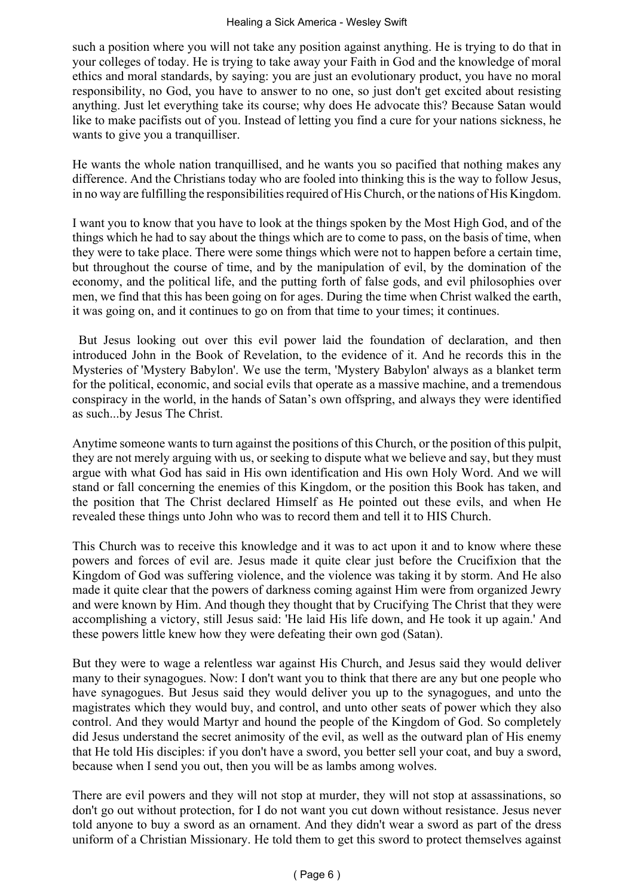such a position where you will not take any position against anything. He is trying to do that in your colleges of today. He is trying to take away your Faith in God and the knowledge of moral ethics and moral standards, by saying: you are just an evolutionary product, you have no moral responsibility, no God, you have to answer to no one, so just don't get excited about resisting anything. Just let everything take its course; why does He advocate this? Because Satan would like to make pacifists out of you. Instead of letting you find a cure for your nations sickness, he wants to give you a tranquilliser.

He wants the whole nation tranquillised, and he wants you so pacified that nothing makes any difference. And the Christians today who are fooled into thinking this is the way to follow Jesus, in no way are fulfilling the responsibilities required of His Church, or the nations of His Kingdom.

I want you to know that you have to look at the things spoken by the Most High God, and of the things which he had to say about the things which are to come to pass, on the basis of time, when they were to take place. There were some things which were not to happen before a certain time, but throughout the course of time, and by the manipulation of evil, by the domination of the economy, and the political life, and the putting forth of false gods, and evil philosophies over men, we find that this has been going on for ages. During the time when Christ walked the earth, it was going on, and it continues to go on from that time to your times; it continues.

But Jesus looking out over this evil power laid the foundation of declaration, and then introduced John in the Book of Revelation, to the evidence of it. And he records this in the Mysteries of 'Mystery Babylon'. We use the term, 'Mystery Babylon' always as a blanket term for the political, economic, and social evils that operate as a massive machine, and a tremendous conspiracy in the world, in the hands of Satan's own offspring, and always they were identified as such...by Jesus The Christ.

Anytime someone wants to turn against the positions of this Church, or the position of this pulpit, they are not merely arguing with us, or seeking to dispute what we believe and say, but they must argue with what God has said in His own identification and His own Holy Word. And we will stand or fall concerning the enemies of this Kingdom, or the position this Book has taken, and the position that The Christ declared Himself as He pointed out these evils, and when He revealed these things unto John who was to record them and tell it to HIS Church.

This Church was to receive this knowledge and it was to act upon it and to know where these powers and forces of evil are. Jesus made it quite clear just before the Crucifixion that the Kingdom of God was suffering violence, and the violence was taking it by storm. And He also made it quite clear that the powers of darkness coming against Him were from organized Jewry and were known by Him. And though they thought that by Crucifying The Christ that they were accomplishing a victory, still Jesus said: 'He laid His life down, and He took it up again.' And these powers little knew how they were defeating their own god (Satan).

But they were to wage a relentless war against His Church, and Jesus said they would deliver many to their synagogues. Now: I don't want you to think that there are any but one people who have synagogues. But Jesus said they would deliver you up to the synagogues, and unto the magistrates which they would buy, and control, and unto other seats of power which they also control. And they would Martyr and hound the people of the Kingdom of God. So completely did Jesus understand the secret animosity of the evil, as well as the outward plan of His enemy that He told His disciples: if you don't have a sword, you better sell your coat, and buy a sword, because when I send you out, then you will be as lambs among wolves.

There are evil powers and they will not stop at murder, they will not stop at assassinations, so don't go out without protection, for I do not want you cut down without resistance. Jesus never told anyone to buy a sword as an ornament. And they didn't wear a sword as part of the dress uniform of a Christian Missionary. He told them to get this sword to protect themselves against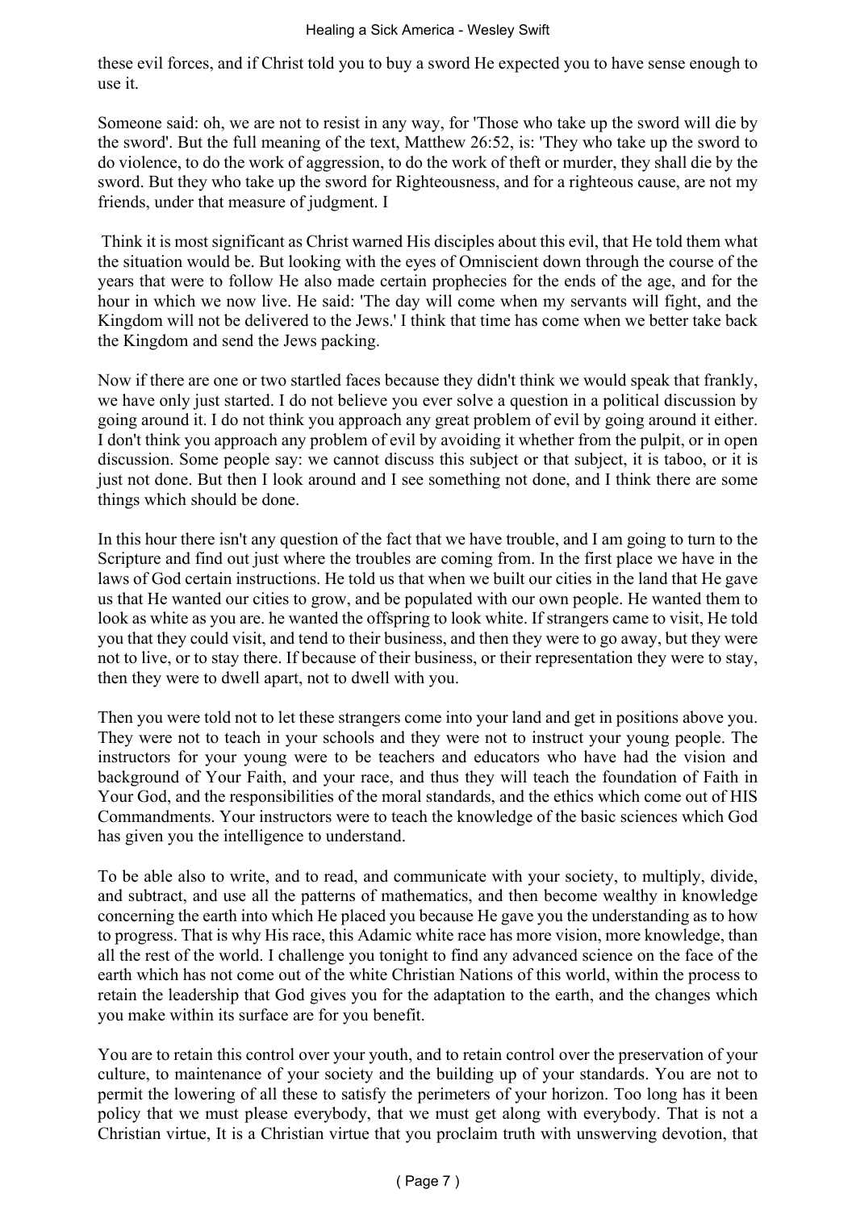these evil forces, and if Christ told you to buy a sword He expected you to have sense enough to use it.

Someone said: oh, we are not to resist in any way, for 'Those who take up the sword will die by the sword'. But the full meaning of the text, Matthew 26:52, is: 'They who take up the sword to do violence, to do the work of aggression, to do the work of theft or murder, they shall die by the sword. But they who take up the sword for Righteousness, and for a righteous cause, are not my friends, under that measure of judgment. I

Think it is most significant as Christ warned His disciples about this evil, that He told them what the situation would be. But looking with the eyes of Omniscient down through the course of the years that were to follow He also made certain prophecies for the ends of the age, and for the hour in which we now live. He said: 'The day will come when my servants will fight, and the Kingdom will not be delivered to the Jews.' I think that time has come when we better take back the Kingdom and send the Jews packing.

Now if there are one or two startled faces because they didn't think we would speak that frankly, we have only just started. I do not believe you ever solve a question in a political discussion by going around it. I do not think you approach any great problem of evil by going around it either. I don't think you approach any problem of evil by avoiding it whether from the pulpit, or in open discussion. Some people say: we cannot discuss this subject or that subject, it is taboo, or it is just not done. But then I look around and I see something not done, and I think there are some things which should be done.

In this hour there isn't any question of the fact that we have trouble, and I am going to turn to the Scripture and find out just where the troubles are coming from. In the first place we have in the laws of God certain instructions. He told us that when we built our cities in the land that He gave us that He wanted our cities to grow, and be populated with our own people. He wanted them to look as white as you are. he wanted the offspring to look white. If strangers came to visit, He told you that they could visit, and tend to their business, and then they were to go away, but they were not to live, or to stay there. If because of their business, or their representation they were to stay, then they were to dwell apart, not to dwell with you.

Then you were told not to let these strangers come into your land and get in positions above you. They were not to teach in your schools and they were not to instruct your young people. The instructors for your young were to be teachers and educators who have had the vision and background of Your Faith, and your race, and thus they will teach the foundation of Faith in Your God, and the responsibilities of the moral standards, and the ethics which come out of HIS Commandments. Your instructors were to teach the knowledge of the basic sciences which God has given you the intelligence to understand.

To be able also to write, and to read, and communicate with your society, to multiply, divide, and subtract, and use all the patterns of mathematics, and then become wealthy in knowledge concerning the earth into which He placed you because He gave you the understanding as to how to progress. That is why His race, this Adamic white race has more vision, more knowledge, than all the rest of the world. I challenge you tonight to find any advanced science on the face of the earth which has not come out of the white Christian Nations of this world, within the process to retain the leadership that God gives you for the adaptation to the earth, and the changes which you make within its surface are for you benefit.

You are to retain this control over your youth, and to retain control over the preservation of your culture, to maintenance of your society and the building up of your standards. You are not to permit the lowering of all these to satisfy the perimeters of your horizon. Too long has it been policy that we must please everybody, that we must get along with everybody. That is not a Christian virtue, It is a Christian virtue that you proclaim truth with unswerving devotion, that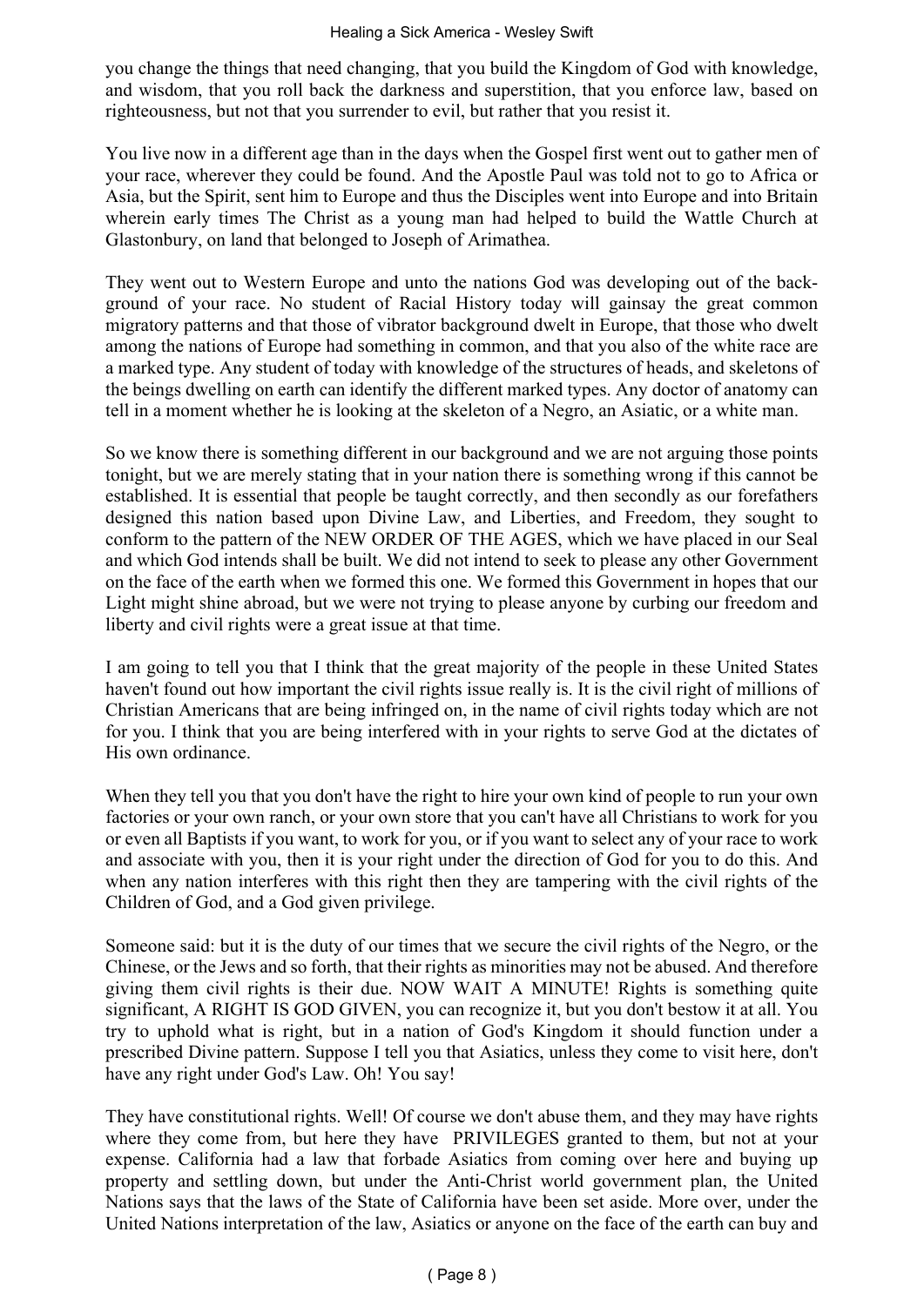you change the things that need changing, that you build the Kingdom of God with knowledge, and wisdom, that you roll back the darkness and superstition, that you enforce law, based on righteousness, but not that you surrender to evil, but rather that you resist it.

You live now in a different age than in the days when the Gospel first went out to gather men of your race, wherever they could be found. And the Apostle Paul was told not to go to Africa or Asia, but the Spirit, sent him to Europe and thus the Disciples went into Europe and into Britain wherein early times The Christ as a young man had helped to build the Wattle Church at Glastonbury, on land that belonged to Joseph of Arimathea.

They went out to Western Europe and unto the nations God was developing out of the background of your race. No student of Racial History today will gainsay the great common migratory patterns and that those of vibrator background dwelt in Europe, that those who dwelt among the nations of Europe had something in common, and that you also of the white race are a marked type. Any student of today with knowledge of the structures of heads, and skeletons of the beings dwelling on earth can identify the different marked types. Any doctor of anatomy can tell in a moment whether he is looking at the skeleton of a Negro, an Asiatic, or a white man.

So we know there is something different in our background and we are not arguing those points tonight, but we are merely stating that in your nation there is something wrong if this cannot be established. It is essential that people be taught correctly, and then secondly as our forefathers designed this nation based upon Divine Law, and Liberties, and Freedom, they sought to conform to the pattern of the NEW ORDER OF THE AGES, which we have placed in our Seal and which God intends shall be built. We did not intend to seek to please any other Government on the face of the earth when we formed this one. We formed this Government in hopes that our Light might shine abroad, but we were not trying to please anyone by curbing our freedom and liberty and civil rights were a great issue at that time.

I am going to tell you that I think that the great majority of the people in these United States haven't found out how important the civil rights issue really is. It is the civil right of millions of Christian Americans that are being infringed on, in the name of civil rights today which are not for you. I think that you are being interfered with in your rights to serve God at the dictates of His own ordinance.

When they tell you that you don't have the right to hire your own kind of people to run your own factories or your own ranch, or your own store that you can't have all Christians to work for you or even all Baptists if you want, to work for you, or if you want to select any of your race to work and associate with you, then it is your right under the direction of God for you to do this. And when any nation interferes with this right then they are tampering with the civil rights of the Children of God, and a God given privilege.

Someone said: but it is the duty of our times that we secure the civil rights of the Negro, or the Chinese, or the Jews and so forth, that their rights as minorities may not be abused. And therefore giving them civil rights is their due. NOW WAIT A MINUTE! Rights is something quite significant, A RIGHT IS GOD GIVEN, you can recognize it, but you don't bestow it at all. You try to uphold what is right, but in a nation of God's Kingdom it should function under a prescribed Divine pattern. Suppose I tell you that Asiatics, unless they come to visit here, don't have any right under God's Law. Oh! You say!

They have constitutional rights. Well! Of course we don't abuse them, and they may have rights where they come from, but here they have PRIVILEGES granted to them, but not at your expense. California had a law that forbade Asiatics from coming over here and buying up property and settling down, but under the Anti-Christ world government plan, the United Nations says that the laws of the State of California have been set aside. More over, under the United Nations interpretation of the law, Asiatics or anyone on the face of the earth can buy and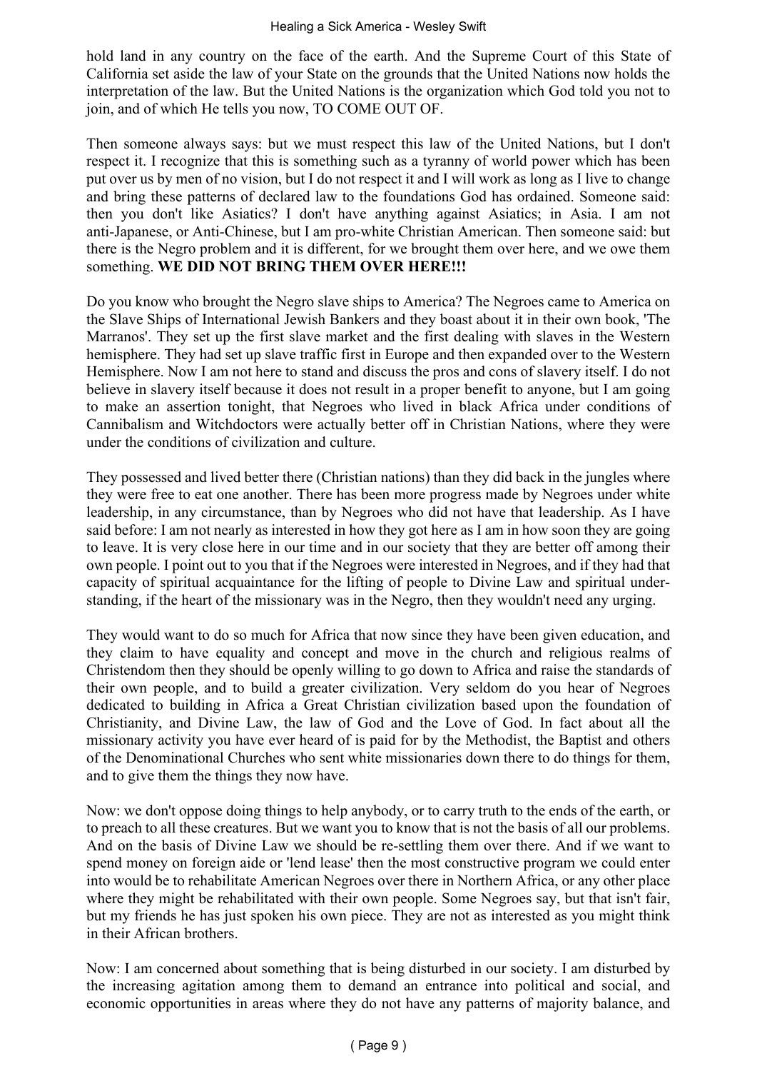hold land in any country on the face of the earth. And the Supreme Court of this State of California set aside the law of your State on the grounds that the United Nations now holds the interpretation of the law. But the United Nations is the organization which God told you not to join, and of which He tells you now, TO COME OUT OF.

Then someone always says: but we must respect this law of the United Nations, but I don't respect it. I recognize that this is something such as a tyranny of world power which has been put over us by men of no vision, but I do not respect it and I will work as long as I live to change and bring these patterns of declared law to the foundations God has ordained. Someone said: then you don't like Asiatics? I don't have anything against Asiatics; in Asia. I am not anti-Japanese, or Anti-Chinese, but I am pro-white Christian American. Then someone said: but there is the Negro problem and it is different, for we brought them over here, and we owe them something. **WE DID NOT BRING THEM OVER HERE!!!**

Do you know who brought the Negro slave ships to America? The Negroes came to America on the Slave Ships of International Jewish Bankers and they boast about it in their own book, 'The Marranos'. They set up the first slave market and the first dealing with slaves in the Western hemisphere. They had set up slave traffic first in Europe and then expanded over to the Western Hemisphere. Now I am not here to stand and discuss the pros and cons of slavery itself. I do not believe in slavery itself because it does not result in a proper benefit to anyone, but I am going to make an assertion tonight, that Negroes who lived in black Africa under conditions of Cannibalism and Witchdoctors were actually better off in Christian Nations, where they were under the conditions of civilization and culture.

They possessed and lived better there (Christian nations) than they did back in the jungles where they were free to eat one another. There has been more progress made by Negroes under white leadership, in any circumstance, than by Negroes who did not have that leadership. As I have said before: I am not nearly as interested in how they got here as I am in how soon they are going to leave. It is very close here in our time and in our society that they are better off among their own people. I point out to you that if the Negroes were interested in Negroes, and if they had that capacity of spiritual acquaintance for the lifting of people to Divine Law and spiritual understanding, if the heart of the missionary was in the Negro, then they wouldn't need any urging.

They would want to do so much for Africa that now since they have been given education, and they claim to have equality and concept and move in the church and religious realms of Christendom then they should be openly willing to go down to Africa and raise the standards of their own people, and to build a greater civilization. Very seldom do you hear of Negroes dedicated to building in Africa a Great Christian civilization based upon the foundation of Christianity, and Divine Law, the law of God and the Love of God. In fact about all the missionary activity you have ever heard of is paid for by the Methodist, the Baptist and others of the Denominational Churches who sent white missionaries down there to do things for them, and to give them the things they now have.

Now: we don't oppose doing things to help anybody, or to carry truth to the ends of the earth, or to preach to all these creatures. But we want you to know that is not the basis of all our problems. And on the basis of Divine Law we should be re-settling them over there. And if we want to spend money on foreign aide or 'lend lease' then the most constructive program we could enter into would be to rehabilitate American Negroes over there in Northern Africa, or any other place where they might be rehabilitated with their own people. Some Negroes say, but that isn't fair, but my friends he has just spoken his own piece. They are not as interested as you might think in their African brothers.

Now: I am concerned about something that is being disturbed in our society. I am disturbed by the increasing agitation among them to demand an entrance into political and social, and economic opportunities in areas where they do not have any patterns of majority balance, and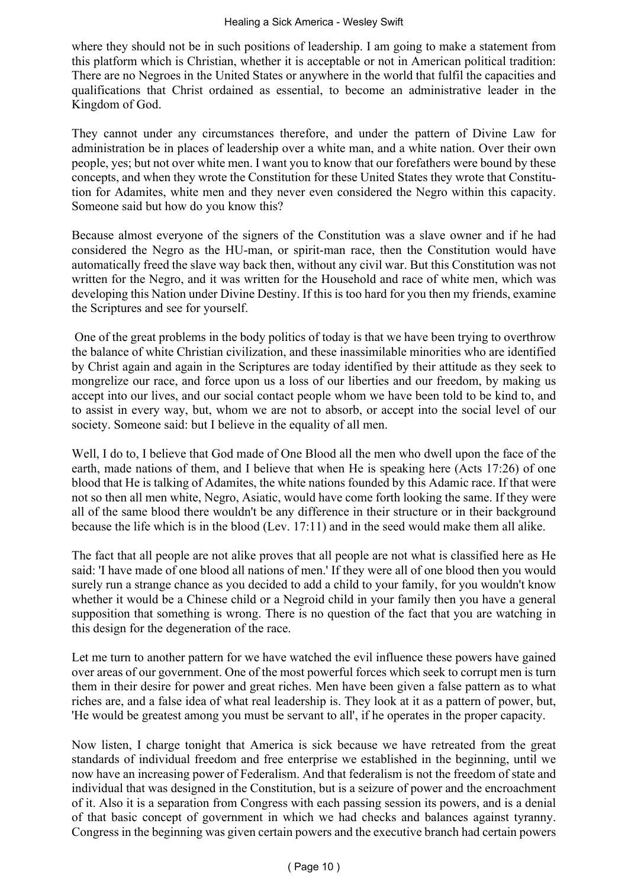where they should not be in such positions of leadership. I am going to make a statement from this platform which is Christian, whether it is acceptable or not in American political tradition: There are no Negroes in the United States or anywhere in the world that fulfil the capacities and qualifications that Christ ordained as essential, to become an administrative leader in the Kingdom of God.

They cannot under any circumstances therefore, and under the pattern of Divine Law for administration be in places of leadership over a white man, and a white nation. Over their own people, yes; but not over white men. I want you to know that our forefathers were bound by these concepts, and when they wrote the Constitution for these United States they wrote that Constitution for Adamites, white men and they never even considered the Negro within this capacity. Someone said but how do you know this?

Because almost everyone of the signers of the Constitution was a slave owner and if he had considered the Negro as the HU-man, or spirit-man race, then the Constitution would have automatically freed the slave way back then, without any civil war. But this Constitution was not written for the Negro, and it was written for the Household and race of white men, which was developing this Nation under Divine Destiny. If this is too hard for you then my friends, examine the Scriptures and see for yourself.

One of the great problems in the body politics of today is that we have been trying to overthrow the balance of white Christian civilization, and these inassimilable minorities who are identified by Christ again and again in the Scriptures are today identified by their attitude as they seek to mongrelize our race, and force upon us a loss of our liberties and our freedom, by making us accept into our lives, and our social contact people whom we have been told to be kind to, and to assist in every way, but, whom we are not to absorb, or accept into the social level of our society. Someone said: but I believe in the equality of all men.

Well, I do to, I believe that God made of One Blood all the men who dwell upon the face of the earth, made nations of them, and I believe that when He is speaking here (Acts 17:26) of one blood that He is talking of Adamites, the white nations founded by this Adamic race. If that were not so then all men white, Negro, Asiatic, would have come forth looking the same. If they were all of the same blood there wouldn't be any difference in their structure or in their background because the life which is in the blood (Lev. 17:11) and in the seed would make them all alike.

The fact that all people are not alike proves that all people are not what is classified here as He said: 'I have made of one blood all nations of men.' If they were all of one blood then you would surely run a strange chance as you decided to add a child to your family, for you wouldn't know whether it would be a Chinese child or a Negroid child in your family then you have a general supposition that something is wrong. There is no question of the fact that you are watching in this design for the degeneration of the race.

Let me turn to another pattern for we have watched the evil influence these powers have gained over areas of our government. One of the most powerful forces which seek to corrupt men is turn them in their desire for power and great riches. Men have been given a false pattern as to what riches are, and a false idea of what real leadership is. They look at it as a pattern of power, but, 'He would be greatest among you must be servant to all', if he operates in the proper capacity.

Now listen, I charge tonight that America is sick because we have retreated from the great standards of individual freedom and free enterprise we established in the beginning, until we now have an increasing power of Federalism. And that federalism is not the freedom of state and individual that was designed in the Constitution, but is a seizure of power and the encroachment of it. Also it is a separation from Congress with each passing session its powers, and is a denial of that basic concept of government in which we had checks and balances against tyranny. Congress in the beginning was given certain powers and the executive branch had certain powers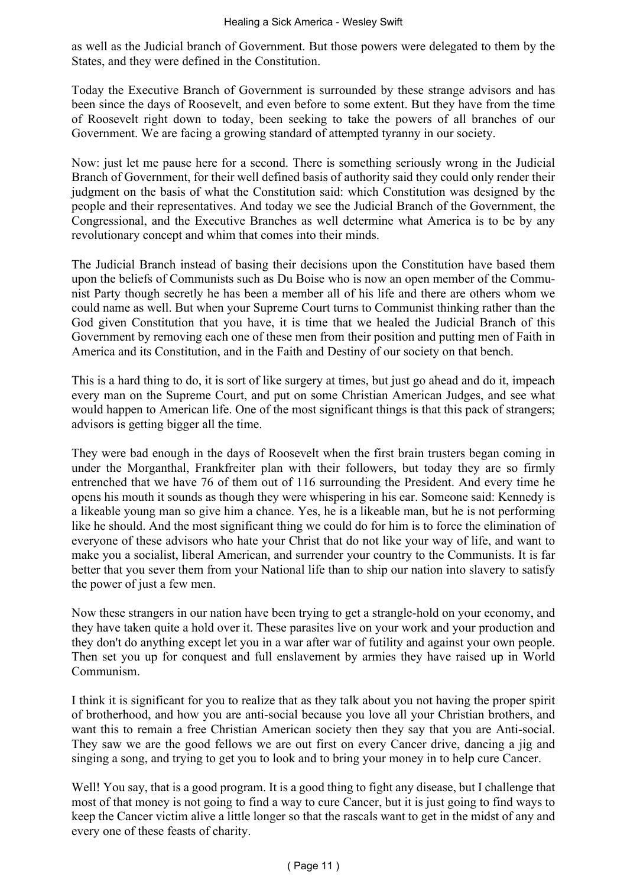as well as the Judicial branch of Government. But those powers were delegated to them by the States, and they were defined in the Constitution.

Today the Executive Branch of Government is surrounded by these strange advisors and has been since the days of Roosevelt, and even before to some extent. But they have from the time of Roosevelt right down to today, been seeking to take the powers of all branches of our Government. We are facing a growing standard of attempted tyranny in our society.

Now: just let me pause here for a second. There is something seriously wrong in the Judicial Branch of Government, for their well defined basis of authority said they could only render their judgment on the basis of what the Constitution said: which Constitution was designed by the people and their representatives. And today we see the Judicial Branch of the Government, the Congressional, and the Executive Branches as well determine what America is to be by any revolutionary concept and whim that comes into their minds.

The Judicial Branch instead of basing their decisions upon the Constitution have based them upon the beliefs of Communists such as Du Boise who is now an open member of the Communist Party though secretly he has been a member all of his life and there are others whom we could name as well. But when your Supreme Court turns to Communist thinking rather than the God given Constitution that you have, it is time that we healed the Judicial Branch of this Government by removing each one of these men from their position and putting men of Faith in America and its Constitution, and in the Faith and Destiny of our society on that bench.

This is a hard thing to do, it is sort of like surgery at times, but just go ahead and do it, impeach every man on the Supreme Court, and put on some Christian American Judges, and see what would happen to American life. One of the most significant things is that this pack of strangers; advisors is getting bigger all the time.

They were bad enough in the days of Roosevelt when the first brain trusters began coming in under the Morganthal, Frankfreiter plan with their followers, but today they are so firmly entrenched that we have 76 of them out of 116 surrounding the President. And every time he opens his mouth it sounds as though they were whispering in his ear. Someone said: Kennedy is a likeable young man so give him a chance. Yes, he is a likeable man, but he is not performing like he should. And the most significant thing we could do for him is to force the elimination of everyone of these advisors who hate your Christ that do not like your way of life, and want to make you a socialist, liberal American, and surrender your country to the Communists. It is far better that you sever them from your National life than to ship our nation into slavery to satisfy the power of just a few men.

Now these strangers in our nation have been trying to get a strangle-hold on your economy, and they have taken quite a hold over it. These parasites live on your work and your production and they don't do anything except let you in a war after war of futility and against your own people. Then set you up for conquest and full enslavement by armies they have raised up in World Communism.

I think it is significant for you to realize that as they talk about you not having the proper spirit of brotherhood, and how you are anti-social because you love all your Christian brothers, and want this to remain a free Christian American society then they say that you are Anti-social. They saw we are the good fellows we are out first on every Cancer drive, dancing a jig and singing a song, and trying to get you to look and to bring your money in to help cure Cancer.

Well! You say, that is a good program. It is a good thing to fight any disease, but I challenge that most of that money is not going to find a way to cure Cancer, but it is just going to find ways to keep the Cancer victim alive a little longer so that the rascals want to get in the midst of any and every one of these feasts of charity.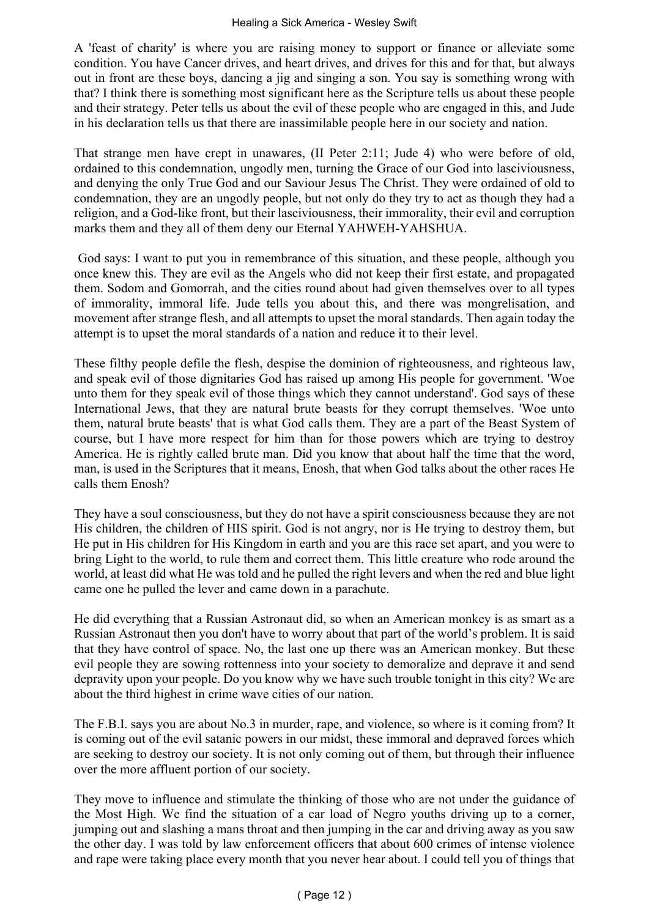A 'feast of charity' is where you are raising money to support or finance or alleviate some condition. You have Cancer drives, and heart drives, and drives for this and for that, but always out in front are these boys, dancing a jig and singing a son. You say is something wrong with that? I think there is something most significant here as the Scripture tells us about these people and their strategy. Peter tells us about the evil of these people who are engaged in this, and Jude in his declaration tells us that there are inassimilable people here in our society and nation.

That strange men have crept in unawares, (II Peter 2:11; Jude 4) who were before of old, ordained to this condemnation, ungodly men, turning the Grace of our God into lasciviousness, and denying the only True God and our Saviour Jesus The Christ. They were ordained of old to condemnation, they are an ungodly people, but not only do they try to act as though they had a religion, and a God-like front, but their lasciviousness, their immorality, their evil and corruption marks them and they all of them deny our Eternal YAHWEH-YAHSHUA.

God says: I want to put you in remembrance of this situation, and these people, although you once knew this. They are evil as the Angels who did not keep their first estate, and propagated them. Sodom and Gomorrah, and the cities round about had given themselves over to all types of immorality, immoral life. Jude tells you about this, and there was mongrelisation, and movement after strange flesh, and all attempts to upset the moral standards. Then again today the attempt is to upset the moral standards of a nation and reduce it to their level.

These filthy people defile the flesh, despise the dominion of righteousness, and righteous law, and speak evil of those dignitaries God has raised up among His people for government. 'Woe unto them for they speak evil of those things which they cannot understand'. God says of these International Jews, that they are natural brute beasts for they corrupt themselves. 'Woe unto them, natural brute beasts' that is what God calls them. They are a part of the Beast System of course, but I have more respect for him than for those powers which are trying to destroy America. He is rightly called brute man. Did you know that about half the time that the word, man, is used in the Scriptures that it means, Enosh, that when God talks about the other races He calls them Enosh?

They have a soul consciousness, but they do not have a spirit consciousness because they are not His children, the children of HIS spirit. God is not angry, nor is He trying to destroy them, but He put in His children for His Kingdom in earth and you are this race set apart, and you were to bring Light to the world, to rule them and correct them. This little creature who rode around the world, at least did what He was told and he pulled the right levers and when the red and blue light came one he pulled the lever and came down in a parachute.

He did everything that a Russian Astronaut did, so when an American monkey is as smart as a Russian Astronaut then you don't have to worry about that part of the world's problem. It is said that they have control of space. No, the last one up there was an American monkey. But these evil people they are sowing rottenness into your society to demoralize and deprave it and send depravity upon your people. Do you know why we have such trouble tonight in this city? We are about the third highest in crime wave cities of our nation.

The F.B.I. says you are about No.3 in murder, rape, and violence, so where is it coming from? It is coming out of the evil satanic powers in our midst, these immoral and depraved forces which are seeking to destroy our society. It is not only coming out of them, but through their influence over the more affluent portion of our society.

They move to influence and stimulate the thinking of those who are not under the guidance of the Most High. We find the situation of a car load of Negro youths driving up to a corner, jumping out and slashing a mans throat and then jumping in the car and driving away as you saw the other day. I was told by law enforcement officers that about 600 crimes of intense violence and rape were taking place every month that you never hear about. I could tell you of things that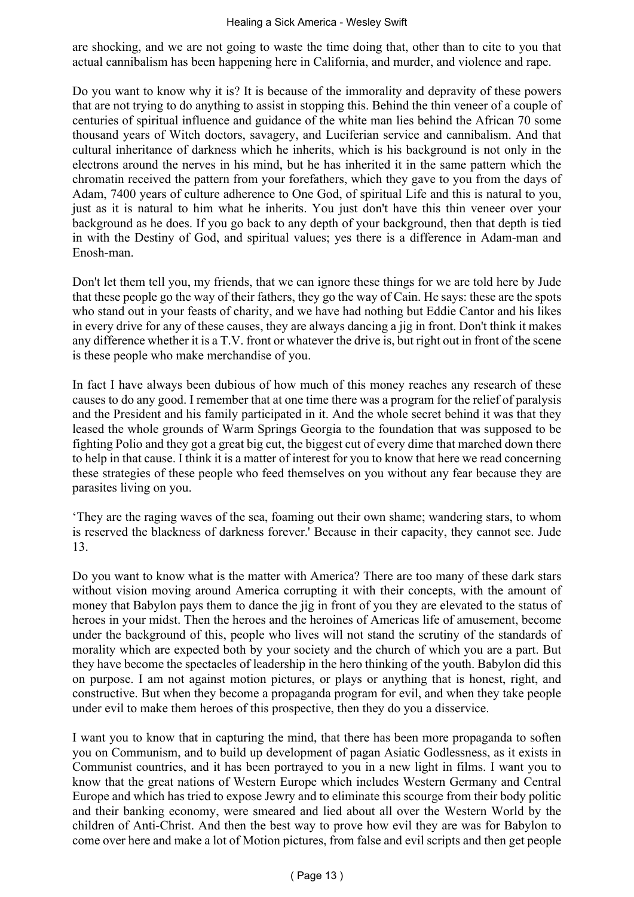are shocking, and we are not going to waste the time doing that, other than to cite to you that actual cannibalism has been happening here in California, and murder, and violence and rape.

Do you want to know why it is? It is because of the immorality and depravity of these powers that are not trying to do anything to assist in stopping this. Behind the thin veneer of a couple of centuries of spiritual influence and guidance of the white man lies behind the African 70 some thousand years of Witch doctors, savagery, and Luciferian service and cannibalism. And that cultural inheritance of darkness which he inherits, which is his background is not only in the electrons around the nerves in his mind, but he has inherited it in the same pattern which the chromatin received the pattern from your forefathers, which they gave to you from the days of Adam, 7400 years of culture adherence to One God, of spiritual Life and this is natural to you, just as it is natural to him what he inherits. You just don't have this thin veneer over your background as he does. If you go back to any depth of your background, then that depth is tied in with the Destiny of God, and spiritual values; yes there is a difference in Adam-man and Enosh-man.

Don't let them tell you, my friends, that we can ignore these things for we are told here by Jude that these people go the way of their fathers, they go the way of Cain. He says: these are the spots who stand out in your feasts of charity, and we have had nothing but Eddie Cantor and his likes in every drive for any of these causes, they are always dancing a jig in front. Don't think it makes any difference whether it is a T.V. front or whatever the drive is, but right out in front of the scene is these people who make merchandise of you.

In fact I have always been dubious of how much of this money reaches any research of these causes to do any good. I remember that at one time there was a program for the relief of paralysis and the President and his family participated in it. And the whole secret behind it was that they leased the whole grounds of Warm Springs Georgia to the foundation that was supposed to be fighting Polio and they got a great big cut, the biggest cut of every dime that marched down there to help in that cause. I think it is a matter of interest for you to know that here we read concerning these strategies of these people who feed themselves on you without any fear because they are parasites living on you.

'They are the raging waves of the sea, foaming out their own shame; wandering stars, to whom is reserved the blackness of darkness forever.' Because in their capacity, they cannot see. Jude 13.

Do you want to know what is the matter with America? There are too many of these dark stars without vision moving around America corrupting it with their concepts, with the amount of money that Babylon pays them to dance the jig in front of you they are elevated to the status of heroes in your midst. Then the heroes and the heroines of Americas life of amusement, become under the background of this, people who lives will not stand the scrutiny of the standards of morality which are expected both by your society and the church of which you are a part. But they have become the spectacles of leadership in the hero thinking of the youth. Babylon did this on purpose. I am not against motion pictures, or plays or anything that is honest, right, and constructive. But when they become a propaganda program for evil, and when they take people under evil to make them heroes of this prospective, then they do you a disservice.

I want you to know that in capturing the mind, that there has been more propaganda to soften you on Communism, and to build up development of pagan Asiatic Godlessness, as it exists in Communist countries, and it has been portrayed to you in a new light in films. I want you to know that the great nations of Western Europe which includes Western Germany and Central Europe and which has tried to expose Jewry and to eliminate this scourge from their body politic and their banking economy, were smeared and lied about all over the Western World by the children of Anti-Christ. And then the best way to prove how evil they are was for Babylon to come over here and make a lot of Motion pictures, from false and evil scripts and then get people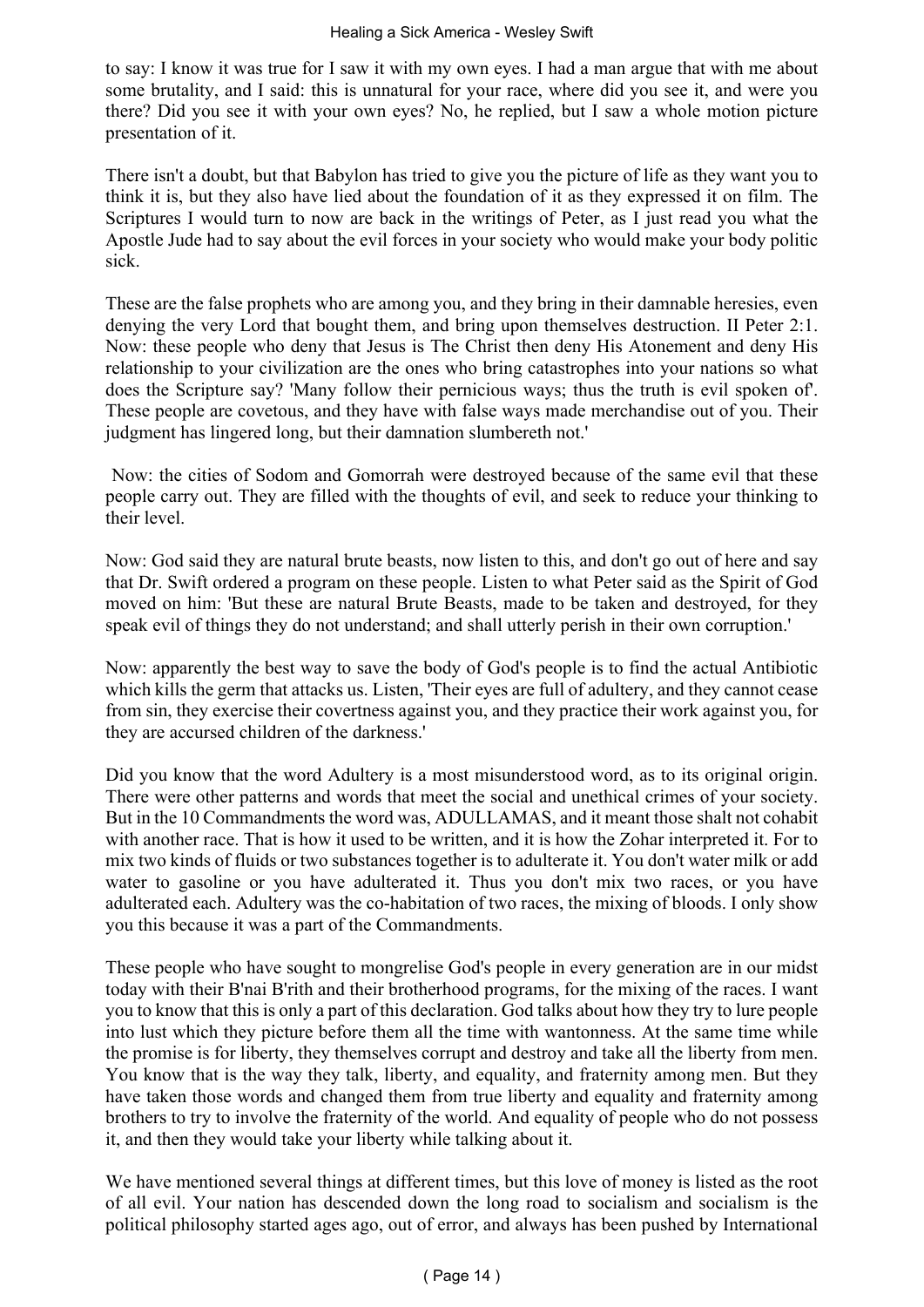to say: I know it was true for I saw it with my own eyes. I had a man argue that with me about some brutality, and I said: this is unnatural for your race, where did you see it, and were you there? Did you see it with your own eyes? No, he replied, but I saw a whole motion picture presentation of it.

There isn't a doubt, but that Babylon has tried to give you the picture of life as they want you to think it is, but they also have lied about the foundation of it as they expressed it on film. The Scriptures I would turn to now are back in the writings of Peter, as I just read you what the Apostle Jude had to say about the evil forces in your society who would make your body politic sick.

These are the false prophets who are among you, and they bring in their damnable heresies, even denying the very Lord that bought them, and bring upon themselves destruction. II Peter 2:1. Now: these people who deny that Jesus is The Christ then deny His Atonement and deny His relationship to your civilization are the ones who bring catastrophes into your nations so what does the Scripture say? 'Many follow their pernicious ways; thus the truth is evil spoken of'. These people are covetous, and they have with false ways made merchandise out of you. Their judgment has lingered long, but their damnation slumbereth not.'

Now: the cities of Sodom and Gomorrah were destroyed because of the same evil that these people carry out. They are filled with the thoughts of evil, and seek to reduce your thinking to their level.

Now: God said they are natural brute beasts, now listen to this, and don't go out of here and say that Dr. Swift ordered a program on these people. Listen to what Peter said as the Spirit of God moved on him: 'But these are natural Brute Beasts, made to be taken and destroyed, for they speak evil of things they do not understand; and shall utterly perish in their own corruption.'

Now: apparently the best way to save the body of God's people is to find the actual Antibiotic which kills the germ that attacks us. Listen, 'Their eyes are full of adultery, and they cannot cease from sin, they exercise their covertness against you, and they practice their work against you, for they are accursed children of the darkness.'

Did you know that the word Adultery is a most misunderstood word, as to its original origin. There were other patterns and words that meet the social and unethical crimes of your society. But in the 10 Commandments the word was, ADULLAMAS, and it meant those shalt not cohabit with another race. That is how it used to be written, and it is how the Zohar interpreted it. For to mix two kinds of fluids or two substances together is to adulterate it. You don't water milk or add water to gasoline or you have adulterated it. Thus you don't mix two races, or you have adulterated each. Adultery was the co-habitation of two races, the mixing of bloods. I only show you this because it was a part of the Commandments.

These people who have sought to mongrelise God's people in every generation are in our midst today with their B'nai B'rith and their brotherhood programs, for the mixing of the races. I want you to know that this is only a part of this declaration. God talks about how they try to lure people into lust which they picture before them all the time with wantonness. At the same time while the promise is for liberty, they themselves corrupt and destroy and take all the liberty from men. You know that is the way they talk, liberty, and equality, and fraternity among men. But they have taken those words and changed them from true liberty and equality and fraternity among brothers to try to involve the fraternity of the world. And equality of people who do not possess it, and then they would take your liberty while talking about it.

We have mentioned several things at different times, but this love of money is listed as the root of all evil. Your nation has descended down the long road to socialism and socialism is the political philosophy started ages ago, out of error, and always has been pushed by International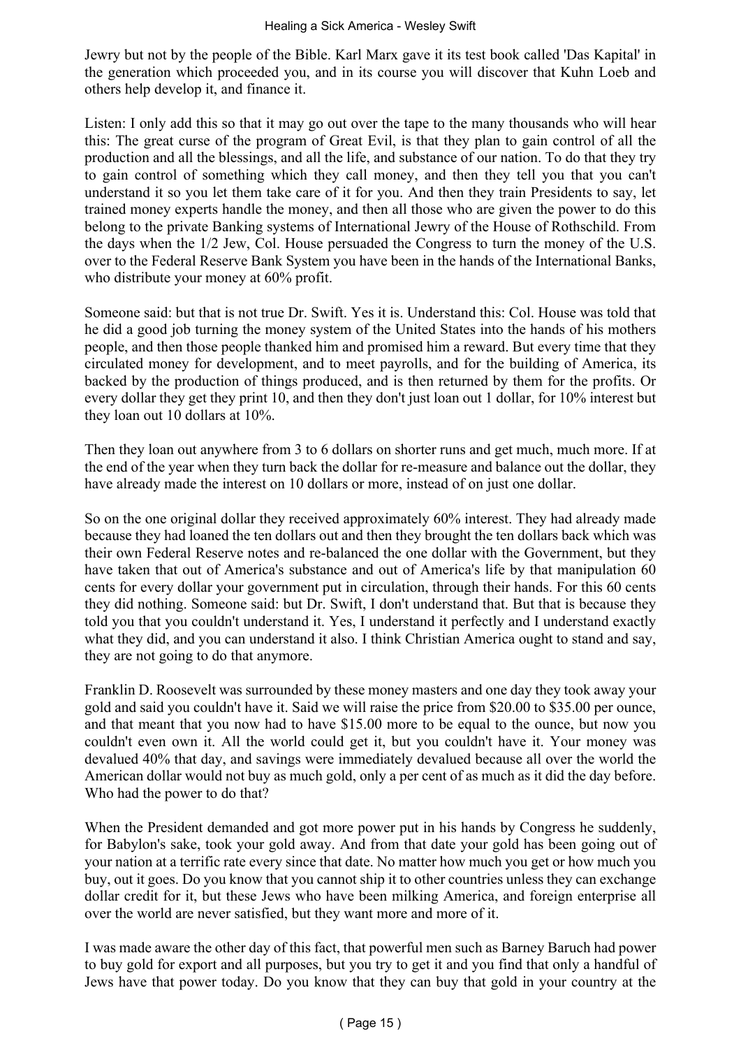Jewry but not by the people of the Bible. Karl Marx gave it its test book called 'Das Kapital' in the generation which proceeded you, and in its course you will discover that Kuhn Loeb and others help develop it, and finance it.

Listen: I only add this so that it may go out over the tape to the many thousands who will hear this: The great curse of the program of Great Evil, is that they plan to gain control of all the production and all the blessings, and all the life, and substance of our nation. To do that they try to gain control of something which they call money, and then they tell you that you can't understand it so you let them take care of it for you. And then they train Presidents to say, let trained money experts handle the money, and then all those who are given the power to do this belong to the private Banking systems of International Jewry of the House of Rothschild. From the days when the 1/2 Jew, Col. House persuaded the Congress to turn the money of the U.S. over to the Federal Reserve Bank System you have been in the hands of the International Banks, who distribute your money at 60% profit.

Someone said: but that is not true Dr. Swift. Yes it is. Understand this: Col. House was told that he did a good job turning the money system of the United States into the hands of his mothers people, and then those people thanked him and promised him a reward. But every time that they circulated money for development, and to meet payrolls, and for the building of America, its backed by the production of things produced, and is then returned by them for the profits. Or every dollar they get they print 10, and then they don't just loan out 1 dollar, for 10% interest but they loan out 10 dollars at 10%.

Then they loan out anywhere from 3 to 6 dollars on shorter runs and get much, much more. If at the end of the year when they turn back the dollar for re-measure and balance out the dollar, they have already made the interest on 10 dollars or more, instead of on just one dollar.

So on the one original dollar they received approximately 60% interest. They had already made because they had loaned the ten dollars out and then they brought the ten dollars back which was their own Federal Reserve notes and re-balanced the one dollar with the Government, but they have taken that out of America's substance and out of America's life by that manipulation 60 cents for every dollar your government put in circulation, through their hands. For this 60 cents they did nothing. Someone said: but Dr. Swift, I don't understand that. But that is because they told you that you couldn't understand it. Yes, I understand it perfectly and I understand exactly what they did, and you can understand it also. I think Christian America ought to stand and say, they are not going to do that anymore.

Franklin D. Roosevelt was surrounded by these money masters and one day they took away your gold and said you couldn't have it. Said we will raise the price from $20.00 to $35.00 per ounce, and that meant that you now had to have $15.00 more to be equal to the ounce, but now you couldn't even own it. All the world could get it, but you couldn't have it. Your money was devalued 40% that day, and savings were immediately devalued because all over the world the American dollar would not buy as much gold, only a per cent of as much as it did the day before. Who had the power to do that?

When the President demanded and got more power put in his hands by Congress he suddenly, for Babylon's sake, took your gold away. And from that date your gold has been going out of your nation at a terrific rate every since that date. No matter how much you get or how much you buy, out it goes. Do you know that you cannot ship it to other countries unless they can exchange dollar credit for it, but these Jews who have been milking America, and foreign enterprise all over the world are never satisfied, but they want more and more of it.

I was made aware the other day of this fact, that powerful men such as Barney Baruch had power to buy gold for export and all purposes, but you try to get it and you find that only a handful of Jews have that power today. Do you know that they can buy that gold in your country at the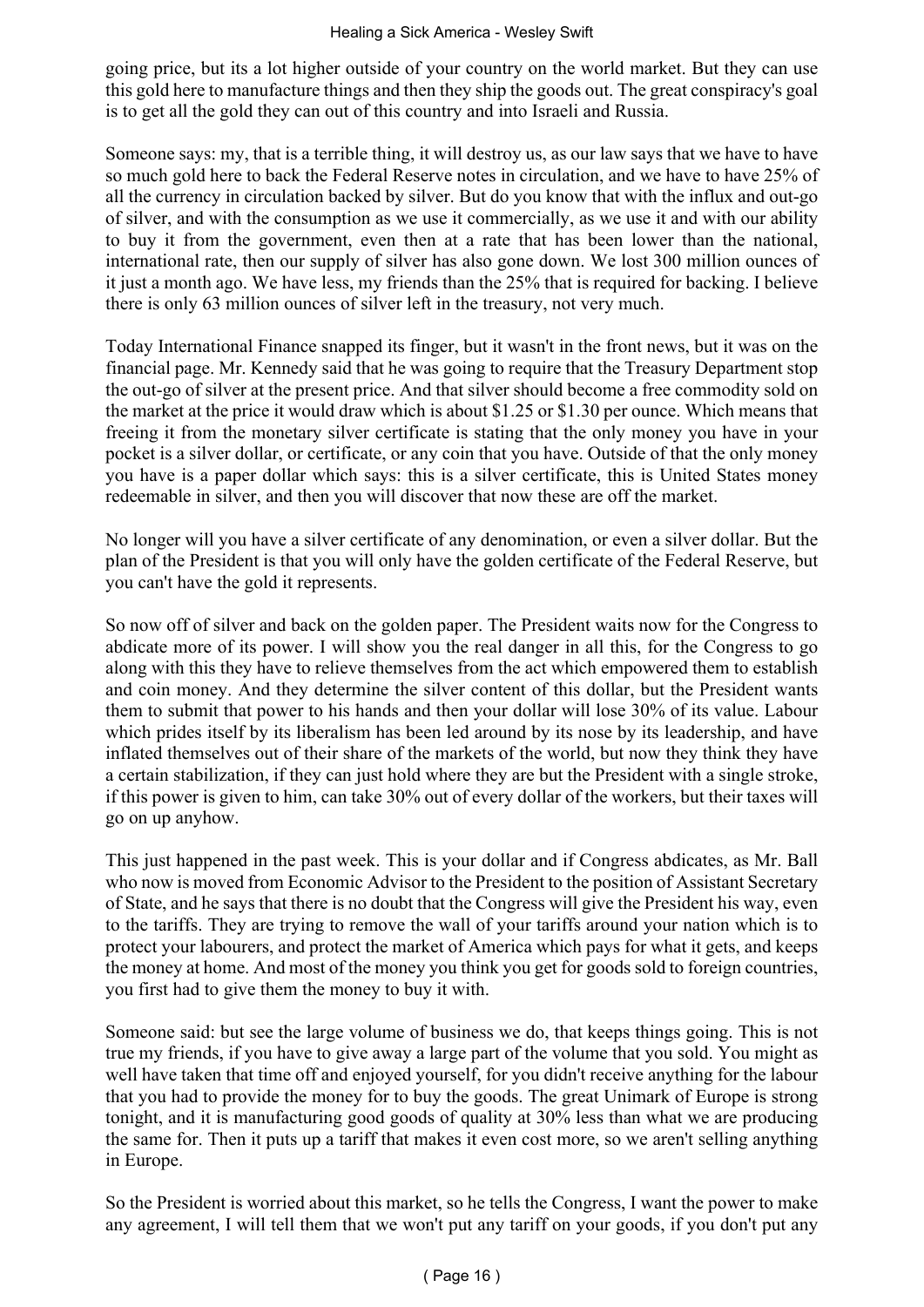going price, but its a lot higher outside of your country on the world market. But they can use this gold here to manufacture things and then they ship the goods out. The great conspiracy's goal is to get all the gold they can out of this country and into Israeli and Russia.

Someone says: my, that is a terrible thing, it will destroy us, as our law says that we have to have so much gold here to back the Federal Reserve notes in circulation, and we have to have 25% of all the currency in circulation backed by silver. But do you know that with the influx and out-go of silver, and with the consumption as we use it commercially, as we use it and with our ability to buy it from the government, even then at a rate that has been lower than the national, international rate, then our supply of silver has also gone down. We lost 300 million ounces of it just a month ago. We have less, my friends than the 25% that is required for backing. I believe there is only 63 million ounces of silver left in the treasury, not very much.

Today International Finance snapped its finger, but it wasn't in the front news, but it was on the financial page. Mr. Kennedy said that he was going to require that the Treasury Department stop the out-go of silver at the present price. And that silver should become a free commodity sold on the market at the price it would draw which is about $1.25 or $1.30 per ounce. Which means that freeing it from the monetary silver certificate is stating that the only money you have in your pocket is a silver dollar, or certificate, or any coin that you have. Outside of that the only money you have is a paper dollar which says: this is a silver certificate, this is United States money redeemable in silver, and then you will discover that now these are off the market.

No longer will you have a silver certificate of any denomination, or even a silver dollar. But the plan of the President is that you will only have the golden certificate of the Federal Reserve, but you can't have the gold it represents.

So now off of silver and back on the golden paper. The President waits now for the Congress to abdicate more of its power. I will show you the real danger in all this, for the Congress to go along with this they have to relieve themselves from the act which empowered them to establish and coin money. And they determine the silver content of this dollar, but the President wants them to submit that power to his hands and then your dollar will lose 30% of its value. Labour which prides itself by its liberalism has been led around by its nose by its leadership, and have inflated themselves out of their share of the markets of the world, but now they think they have a certain stabilization, if they can just hold where they are but the President with a single stroke, if this power is given to him, can take 30% out of every dollar of the workers, but their taxes will go on up anyhow.

This just happened in the past week. This is your dollar and if Congress abdicates, as Mr. Ball who now is moved from Economic Advisor to the President to the position of Assistant Secretary of State, and he says that there is no doubt that the Congress will give the President his way, even to the tariffs. They are trying to remove the wall of your tariffs around your nation which is to protect your labourers, and protect the market of America which pays for what it gets, and keeps the money at home. And most of the money you think you get for goods sold to foreign countries, you first had to give them the money to buy it with.

Someone said: but see the large volume of business we do, that keeps things going. This is not true my friends, if you have to give away a large part of the volume that you sold. You might as well have taken that time off and enjoyed yourself, for you didn't receive anything for the labour that you had to provide the money for to buy the goods. The great Unimark of Europe is strong tonight, and it is manufacturing good goods of quality at 30% less than what we are producing the same for. Then it puts up a tariff that makes it even cost more, so we aren't selling anything in Europe.

So the President is worried about this market, so he tells the Congress, I want the power to make any agreement, I will tell them that we won't put any tariff on your goods, if you don't put any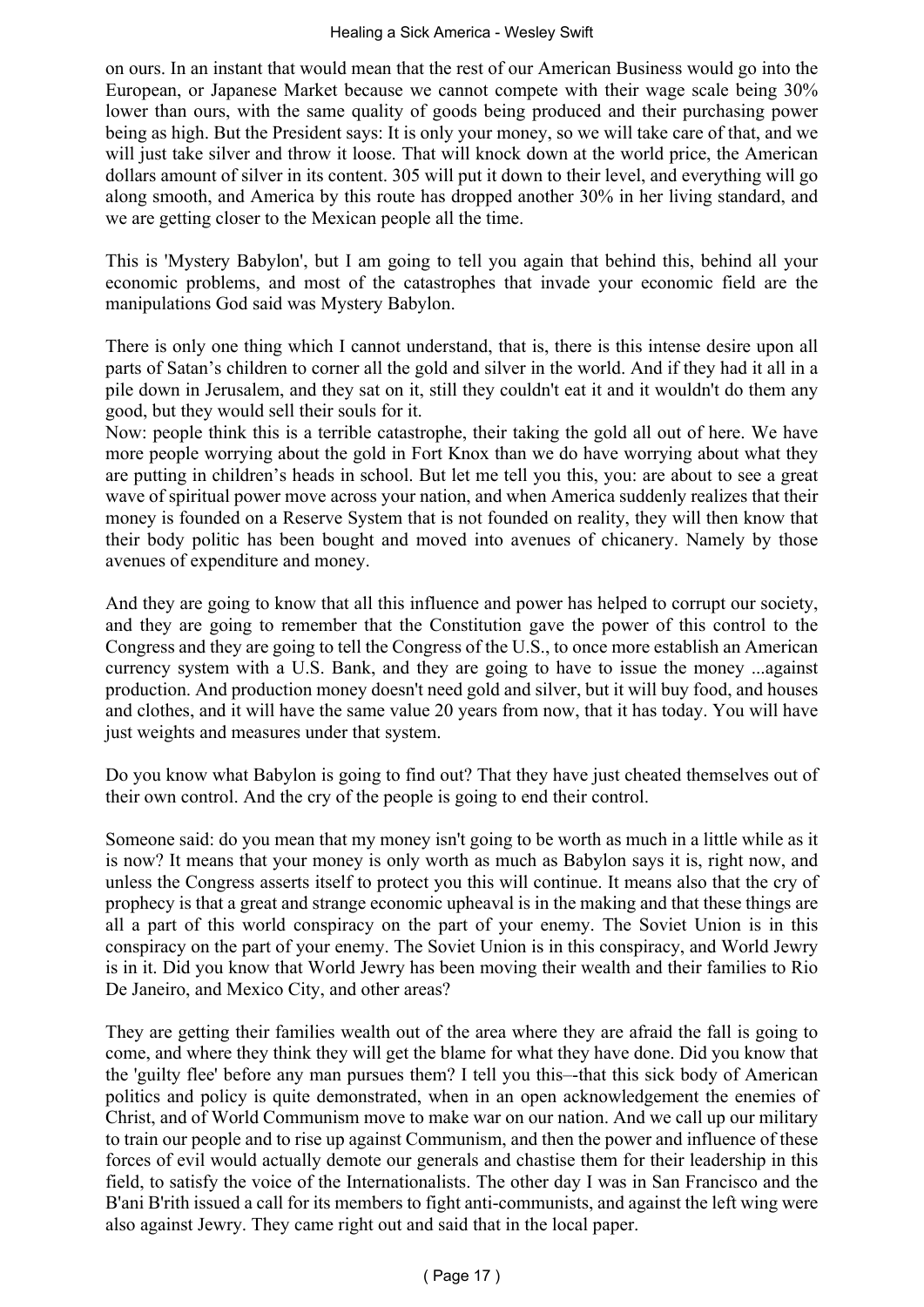on ours. In an instant that would mean that the rest of our American Business would go into the European, or Japanese Market because we cannot compete with their wage scale being 30% lower than ours, with the same quality of goods being produced and their purchasing power being as high. But the President says: It is only your money, so we will take care of that, and we will just take silver and throw it loose. That will knock down at the world price, the American dollars amount of silver in its content. 305 will put it down to their level, and everything will go along smooth, and America by this route has dropped another 30% in her living standard, and we are getting closer to the Mexican people all the time.

This is 'Mystery Babylon', but I am going to tell you again that behind this, behind all your economic problems, and most of the catastrophes that invade your economic field are the manipulations God said was Mystery Babylon.

There is only one thing which I cannot understand, that is, there is this intense desire upon all parts of Satan's children to corner all the gold and silver in the world. And if they had it all in a pile down in Jerusalem, and they sat on it, still they couldn't eat it and it wouldn't do them any good, but they would sell their souls for it.

Now: people think this is a terrible catastrophe, their taking the gold all out of here. We have more people worrying about the gold in Fort Knox than we do have worrying about what they are putting in children's heads in school. But let me tell you this, you: are about to see a great wave of spiritual power move across your nation, and when America suddenly realizes that their money is founded on a Reserve System that is not founded on reality, they will then know that their body politic has been bought and moved into avenues of chicanery. Namely by those avenues of expenditure and money.

And they are going to know that all this influence and power has helped to corrupt our society, and they are going to remember that the Constitution gave the power of this control to the Congress and they are going to tell the Congress of the U.S., to once more establish an American currency system with a U.S. Bank, and they are going to have to issue the money ...against production. And production money doesn't need gold and silver, but it will buy food, and houses and clothes, and it will have the same value 20 years from now, that it has today. You will have just weights and measures under that system.

Do you know what Babylon is going to find out? That they have just cheated themselves out of their own control. And the cry of the people is going to end their control.

Someone said: do you mean that my money isn't going to be worth as much in a little while as it is now? It means that your money is only worth as much as Babylon says it is, right now, and unless the Congress asserts itself to protect you this will continue. It means also that the cry of prophecy is that a great and strange economic upheaval is in the making and that these things are all a part of this world conspiracy on the part of your enemy. The Soviet Union is in this conspiracy on the part of your enemy. The Soviet Union is in this conspiracy, and World Jewry is in it. Did you know that World Jewry has been moving their wealth and their families to Rio De Janeiro, and Mexico City, and other areas?

They are getting their families wealth out of the area where they are afraid the fall is going to come, and where they think they will get the blame for what they have done. Did you know that the 'guilty flee' before any man pursues them? I tell you this–-that this sick body of American politics and policy is quite demonstrated, when in an open acknowledgement the enemies of Christ, and of World Communism move to make war on our nation. And we call up our military to train our people and to rise up against Communism, and then the power and influence of these forces of evil would actually demote our generals and chastise them for their leadership in this field, to satisfy the voice of the Internationalists. The other day I was in San Francisco and the B'ani B'rith issued a call for its members to fight anti-communists, and against the left wing were also against Jewry. They came right out and said that in the local paper.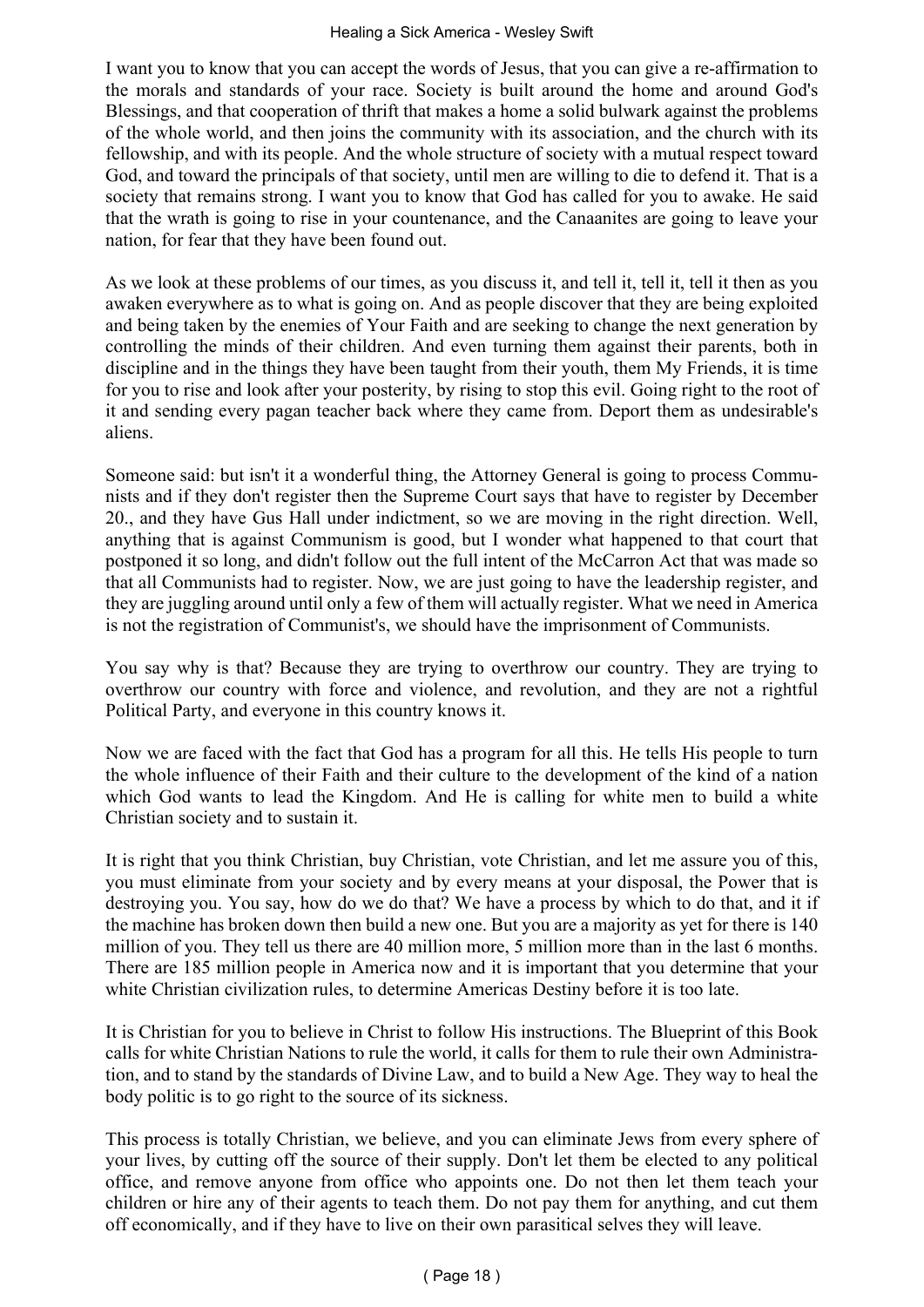I want you to know that you can accept the words of Jesus, that you can give a re-affirmation to the morals and standards of your race. Society is built around the home and around God's Blessings, and that cooperation of thrift that makes a home a solid bulwark against the problems of the whole world, and then joins the community with its association, and the church with its fellowship, and with its people. And the whole structure of society with a mutual respect toward God, and toward the principals of that society, until men are willing to die to defend it. That is a society that remains strong. I want you to know that God has called for you to awake. He said that the wrath is going to rise in your countenance, and the Canaanites are going to leave your nation, for fear that they have been found out.

As we look at these problems of our times, as you discuss it, and tell it, tell it, tell it then as you awaken everywhere as to what is going on. And as people discover that they are being exploited and being taken by the enemies of Your Faith and are seeking to change the next generation by controlling the minds of their children. And even turning them against their parents, both in discipline and in the things they have been taught from their youth, them My Friends, it is time for you to rise and look after your posterity, by rising to stop this evil. Going right to the root of it and sending every pagan teacher back where they came from. Deport them as undesirable's aliens.

Someone said: but isn't it a wonderful thing, the Attorney General is going to process Communists and if they don't register then the Supreme Court says that have to register by December 20., and they have Gus Hall under indictment, so we are moving in the right direction. Well, anything that is against Communism is good, but I wonder what happened to that court that postponed it so long, and didn't follow out the full intent of the McCarron Act that was made so that all Communists had to register. Now, we are just going to have the leadership register, and they are juggling around until only a few of them will actually register. What we need in America is not the registration of Communist's, we should have the imprisonment of Communists.

You say why is that? Because they are trying to overthrow our country. They are trying to overthrow our country with force and violence, and revolution, and they are not a rightful Political Party, and everyone in this country knows it.

Now we are faced with the fact that God has a program for all this. He tells His people to turn the whole influence of their Faith and their culture to the development of the kind of a nation which God wants to lead the Kingdom. And He is calling for white men to build a white Christian society and to sustain it.

It is right that you think Christian, buy Christian, vote Christian, and let me assure you of this, you must eliminate from your society and by every means at your disposal, the Power that is destroying you. You say, how do we do that? We have a process by which to do that, and it if the machine has broken down then build a new one. But you are a majority as yet for there is 140 million of you. They tell us there are 40 million more, 5 million more than in the last 6 months. There are 185 million people in America now and it is important that you determine that your white Christian civilization rules, to determine Americas Destiny before it is too late.

It is Christian for you to believe in Christ to follow His instructions. The Blueprint of this Book calls for white Christian Nations to rule the world, it calls for them to rule their own Administration, and to stand by the standards of Divine Law, and to build a New Age. They way to heal the body politic is to go right to the source of its sickness.

This process is totally Christian, we believe, and you can eliminate Jews from every sphere of your lives, by cutting off the source of their supply. Don't let them be elected to any political office, and remove anyone from office who appoints one. Do not then let them teach your children or hire any of their agents to teach them. Do not pay them for anything, and cut them off economically, and if they have to live on their own parasitical selves they will leave.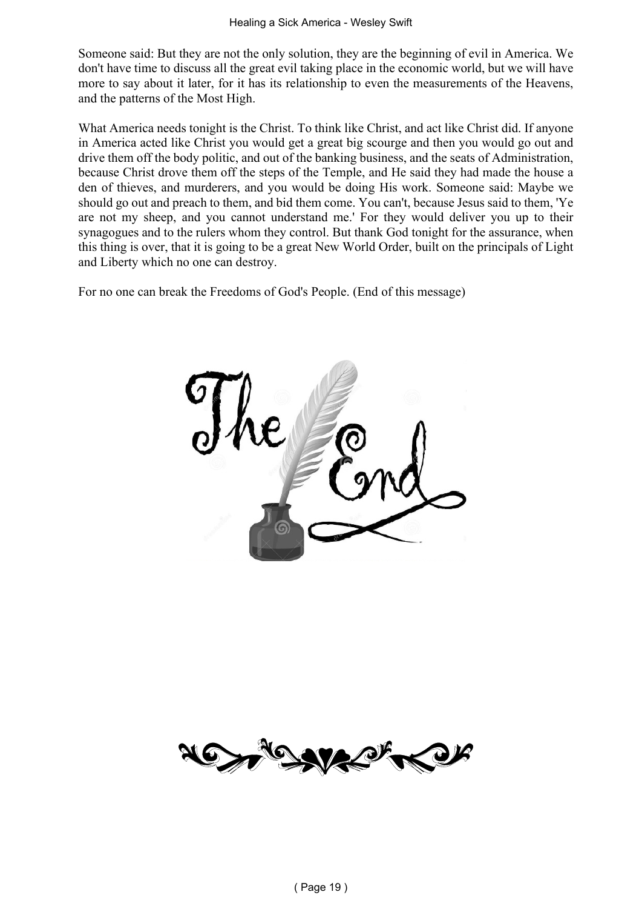Someone said: But they are not the only solution, they are the beginning of evil in America. We don't have time to discuss all the great evil taking place in the economic world, but we will have more to say about it later, for it has its relationship to even the measurements of the Heavens, and the patterns of the Most High.

What America needs tonight is the Christ. To think like Christ, and act like Christ did. If anyone in America acted like Christ you would get a great big scourge and then you would go out and drive them off the body politic, and out of the banking business, and the seats of Administration, because Christ drove them off the steps of the Temple, and He said they had made the house a den of thieves, and murderers, and you would be doing His work. Someone said: Maybe we should go out and preach to them, and bid them come. You can't, because Jesus said to them, 'Ye are not my sheep, and you cannot understand me.' For they would deliver you up to their synagogues and to the rulers whom they control. But thank God tonight for the assurance, when this thing is over, that it is going to be a great New World Order, built on the principals of Light and Liberty which no one can destroy.

For no one can break the Freedoms of God's People. (End of this message)

The End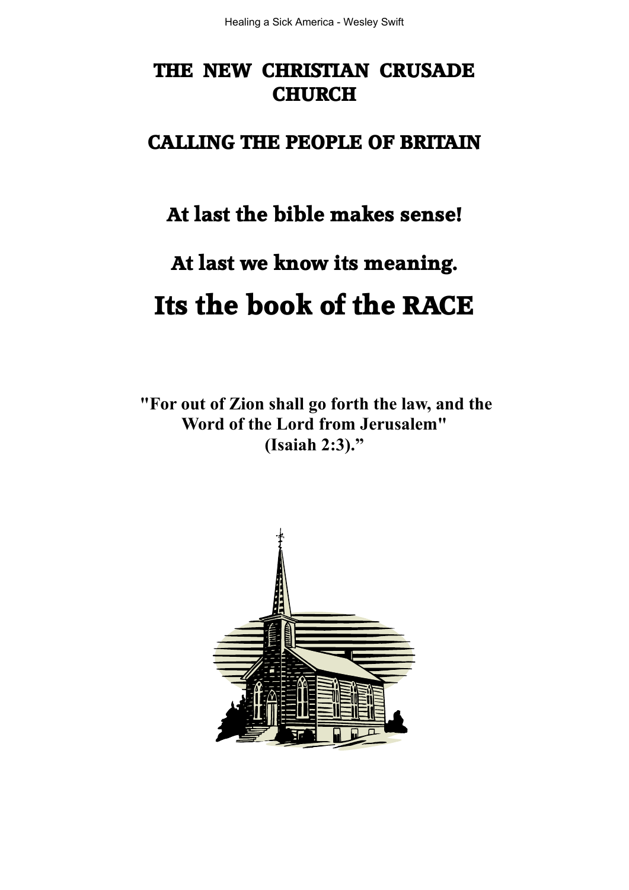# THE NEW CHRISTIAN CRUSADE CHURCH

## CALLING THE PEOPLE OF BRITAIN

## At last the bible makes sense!

## At last we know its meaning.

# Its the book of the RACE

**"For out of Zion shall go forth the law, and the Word of the Lord from Jerusalem" (Isaiah 2:3)."**